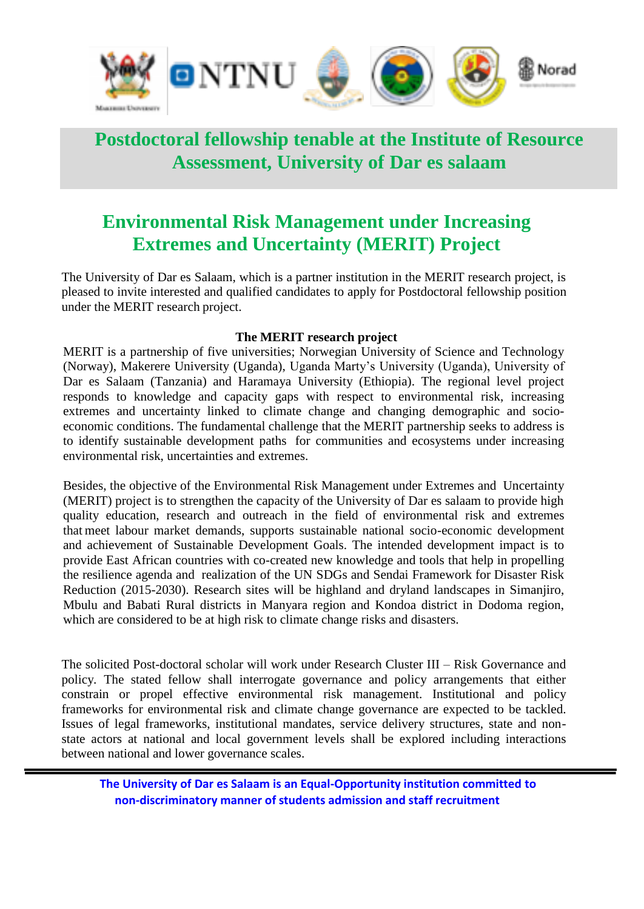# Postdoctoral fellowship tenable at the Institute of Resource Assessment, University of Dar es salaam

## Environmental Risk Management under Increasing Extremes and Uncertainty (MERIT) Project

The University of Dar es Salaam, which is a partner institution in the MERIT research project, is pleased to invite interested and qualified candidates to apply for Postdoctoral fellowship position under the MERIT research project.

**The MERIT research project**

MERIT is a partnership of five universities; Norwegian University of Science and Technology (Norway), Makerere University (Uganda), Uganda Marty's University (Uganda), University of Dar es Salaam (Tanzania) and Haramaya University (Ethiopia). The regional level project responds to knowledge and capacity gaps with respect to environmental risk, increasing extremes and uncertainty linked to climate change and changing demographic and socio-economic conditions. The fundamental challenge that the MERIT partnership seeks to address is to identify sustainable development paths for communities and ecosystems under increasing environmental risk, uncertainties and extremes.

Besides, the objective of the Environmental Risk Management under Extremes and Uncertainty (MERIT) project is to strengthen the capacity of the University of Dar es salaam to provide high quality education, research and outreach in the field of environmental risk and extremes that meet labour market demands, supports sustainable national socio-economic development and achievement of Sustainable Development Goals. The intended development impact is to provide East African countries with co-created new knowledge and tools that help in propelling the resilience agenda and realization of the UN SDGs and Sendai Framework for Disaster Risk Reduction (2015-2030). Research sites will be highland and dryland landscapes in Simanjiro, Mbulu and Babati Rural districts in Manyara region and Kondoa district in Dodoma region, which are considered to be at high risk to climate change risks and disasters.

The solicited Post-doctoral scholar will work under Research Cluster III – Risk Governance and policy. The stated fellow shall interrogate governance and policy arrangements that either constrain or propel effective environmental risk management. Institutional and policy frameworks for environmental risk and climate change governance are expected to be tackled. Issues of legal frameworks, institutional mandates, service delivery structures, state and non-state actors at national and local government levels shall be explored including interactions between national and lower governance scales.

**The University of Dar es Salaam is an Equal-Opportunity institution committed to non-discriminatory manner of students admission and staff recruitment**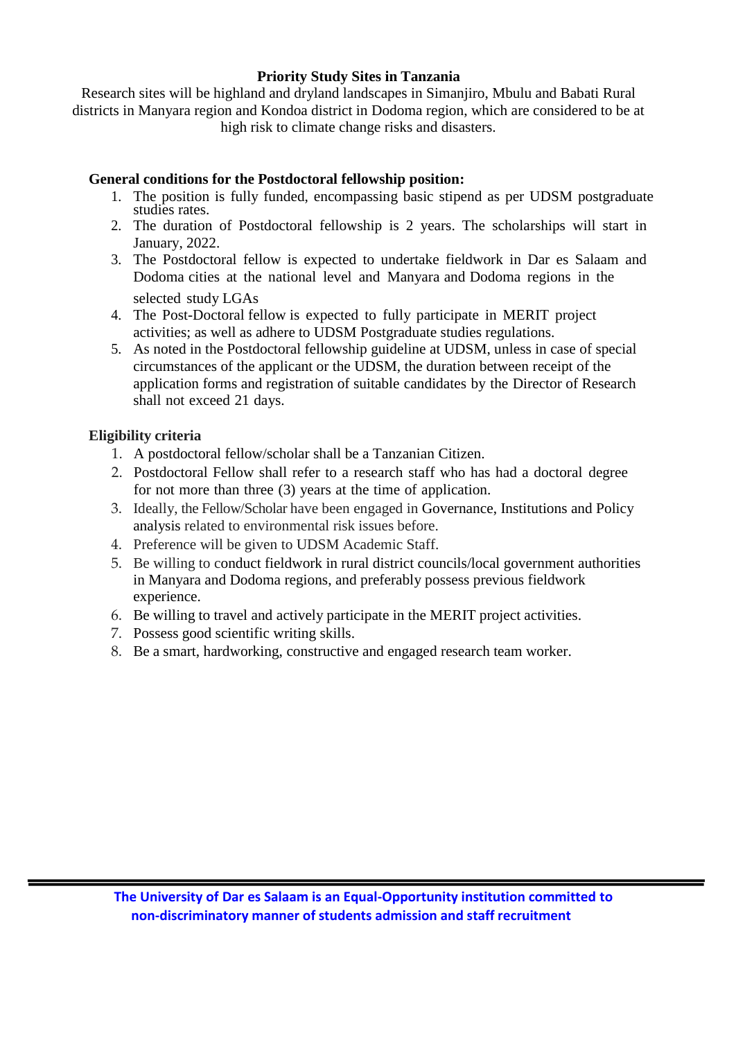**Priority Study Sites in Tanzania**

Research sites will be highland and dryland landscapes in Simanjiro, Mbulu and Babati Rural districts in Manyara region and Kondoa district in Dodoma region, which are considered to be at high risk to climate change risks and disasters.

**General conditions for the Postdoctoral fellowship position:**

1. The position is fully funded, encompassing basic stipend as per UDSM postgraduate studies rates.
2. The duration of Postdoctoral fellowship is 2 years. The scholarships will start in January, 2022.
3. The Postdoctoral fellow is expected to undertake fieldwork in Dar es Salaam and Dodoma cities at the national level and Manyara and Dodoma regions in the selected study LGAs
4. The Post-Doctoral fellow is expected to fully participate in MERIT project activities; as well as adhere to UDSM Postgraduate studies regulations.
5. As noted in the Postdoctoral fellowship guideline at UDSM, unless in case of special circumstances of the applicant or the UDSM, the duration between receipt of the application forms and registration of suitable candidates by the Director of Research shall not exceed 21 days.

**Eligibility criteria**

1. A postdoctoral fellow/scholar shall be a Tanzanian Citizen.
2. Postdoctoral Fellow shall refer to a research staff who has had a doctoral degree for not more than three (3) years at the time of application.
3. Ideally, the Fellow/Scholar have been engaged in Governance, Institutions and Policy analysis related to environmental risk issues before.
4. Preference will be given to UDSM Academic Staff.
5. Be willing to conduct fieldwork in rural district councils/local government authorities in Manyara and Dodoma regions, and preferably possess previous fieldwork experience.
6. Be willing to travel and actively participate in the MERIT project activities.
7. Possess good scientific writing skills.
8. Be a smart, hardworking, constructive and engaged research team worker.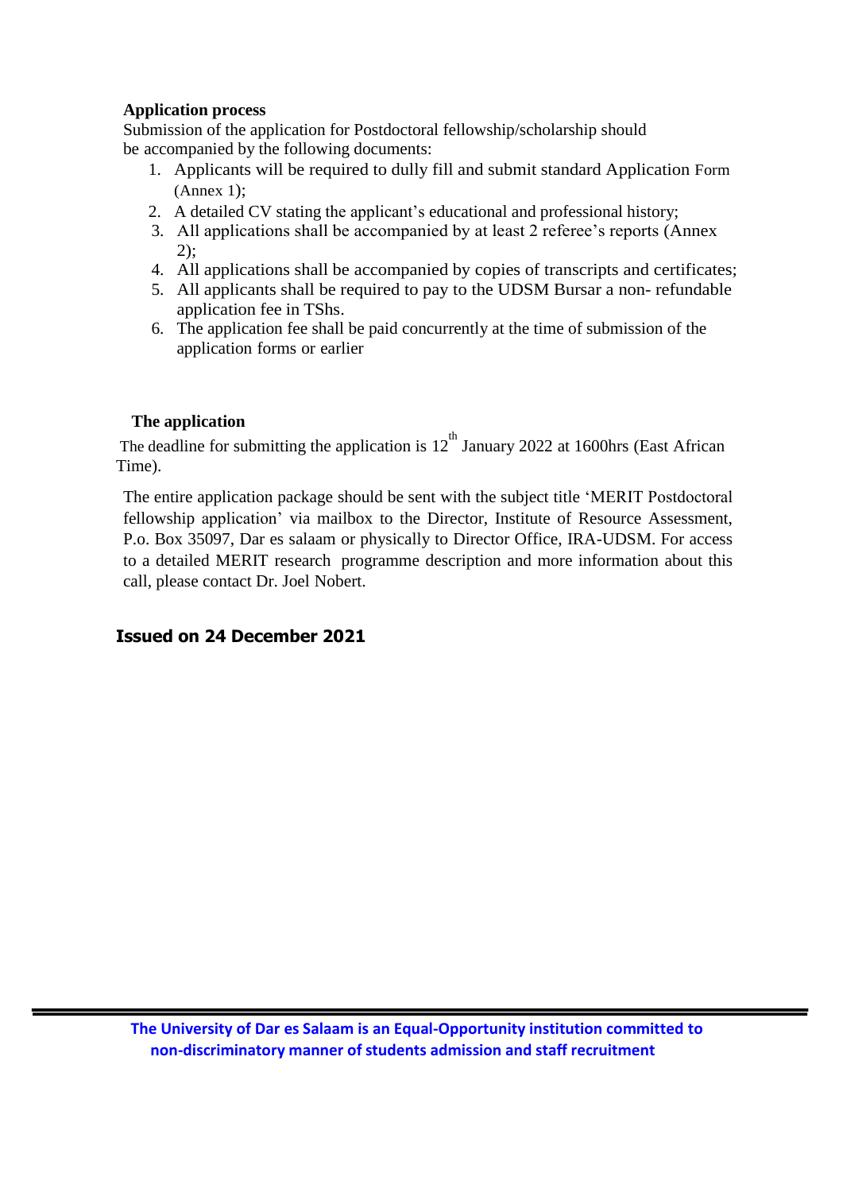**Application process**

Submission of the application for Postdoctoral fellowship/scholarship should be accompanied by the following documents:

1. Applicants will be required to dully fill and submit standard Application Form (Annex 1);
2. A detailed CV stating the applicant's educational and professional history;
3. All applications shall be accompanied by at least 2 referee's reports (Annex 2);
4. All applications shall be accompanied by copies of transcripts and certificates;
5. All applicants shall be required to pay to the UDSM Bursar a non- refundable application fee in TShs.
6. The application fee shall be paid concurrently at the time of submission of the application forms or earlier

**The application**

The deadline for submitting the application is 12th January 2022 at 1600hrs (East African Time).

The entire application package should be sent with the subject title 'MERIT Postdoctoral fellowship application' via mailbox to the Director, Institute of Resource Assessment, P.o. Box 35097, Dar es salaam or physically to Director Office, IRA-UDSM. For access to a detailed MERIT research programme description and more information about this call, please contact Dr. Joel Nobert.

**Issued on 24 December 2021**

**The University of Dar es Salaam is an Equal-Opportunity institution committed to non-discriminatory manner of students admission and staff recruitment**